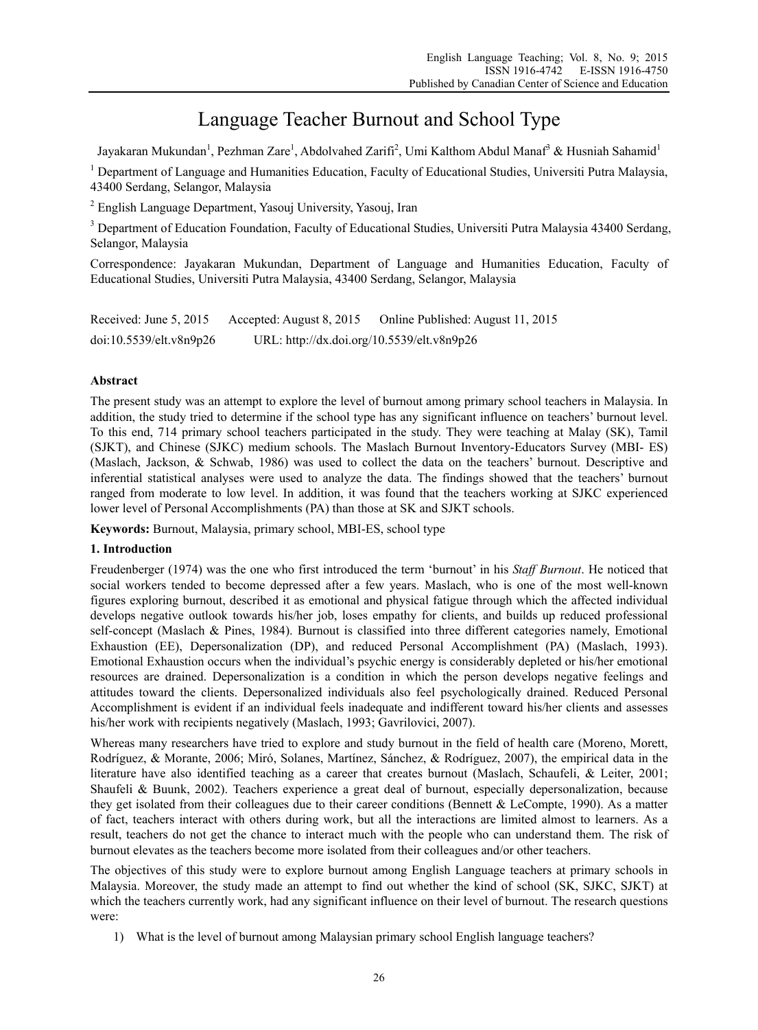# Language Teacher Burnout and School Type

Jayakaran Mukundan[1], Pezhman Zare[1], Abdolvahed Zarifi[2], Umi Kalthom Abdul Manaf[3] & Husniah Sahamid[1]

[1] Department of Language and Humanities Education, Faculty of Educational Studies, Universiti Putra Malaysia, 43400 Serdang, Selangor, Malaysia

[2] English Language Department, Yasouj University, Yasouj, Iran

[3] Department of Education Foundation, Faculty of Educational Studies, Universiti Putra Malaysia 43400 Serdang, Selangor, Malaysia

Correspondence: Jayakaran Mukundan, Department of Language and Humanities Education, Faculty of Educational Studies, Universiti Putra Malaysia, 43400 Serdang, Selangor, Malaysia

Received: June 5, 2015 Accepted: August 8, 2015 Online Published: August 11, 2015

doi:10.5539/elt.v8n9p26 URL: http://dx.doi.org/10.5539/elt.v8n9p26

**Abstract**

The present study was an attempt to explore the level of burnout among primary school teachers in Malaysia. In addition, the study tried to determine if the school type has any significant influence on teachers' burnout level. To this end, 714 primary school teachers participated in the study. They were teaching at Malay (SK), Tamil (SJKT), and Chinese (SJKC) medium schools. The Maslach Burnout Inventory-Educators Survey (MBI- ES) (Maslach, Jackson, & Schwab, 1986) was used to collect the data on the teachers' burnout. Descriptive and inferential statistical analyses were used to analyze the data. The findings showed that the teachers' burnout ranged from moderate to low level. In addition, it was found that the teachers working at SJKC experienced lower level of Personal Accomplishments (PA) than those at SK and SJKT schools.

**Keywords:** Burnout, Malaysia, primary school, MBI-ES, school type

## 1. Introduction

Freudenberger (1974) was the one who first introduced the term 'burnout' in his *Staff Burnout*. He noticed that social workers tended to become depressed after a few years. Maslach, who is one of the most well-known figures exploring burnout, described it as emotional and physical fatigue through which the affected individual develops negative outlook towards his/her job, loses empathy for clients, and builds up reduced professional self-concept (Maslach & Pines, 1984). Burnout is classified into three different categories namely, Emotional Exhaustion (EE), Depersonalization (DP), and reduced Personal Accomplishment (PA) (Maslach, 1993). Emotional Exhaustion occurs when the individual's psychic energy is considerably depleted or his/her emotional resources are drained. Depersonalization is a condition in which the person develops negative feelings and attitudes toward the clients. Depersonalized individuals also feel psychologically drained. Reduced Personal Accomplishment is evident if an individual feels inadequate and indifferent toward his/her clients and assesses his/her work with recipients negatively (Maslach, 1993; Gavrilovici, 2007).

Whereas many researchers have tried to explore and study burnout in the field of health care (Moreno, Morett, Rodríguez, & Morante, 2006; Miró, Solanes, Martínez, Sánchez, & Rodríguez, 2007), the empirical data in the literature have also identified teaching as a career that creates burnout (Maslach, Schaufeli, & Leiter, 2001; Shaufeli & Buunk, 2002). Teachers experience a great deal of burnout, especially depersonalization, because they get isolated from their colleagues due to their career conditions (Bennett & LeCompte, 1990). As a matter of fact, teachers interact with others during work, but all the interactions are limited almost to learners. As a result, teachers do not get the chance to interact much with the people who can understand them. The risk of burnout elevates as the teachers become more isolated from their colleagues and/or other teachers.

The objectives of this study were to explore burnout among English Language teachers at primary schools in Malaysia. Moreover, the study made an attempt to find out whether the kind of school (SK, SJKC, SJKT) at which the teachers currently work, had any significant influence on their level of burnout. The research questions were:

1) What is the level of burnout among Malaysian primary school English language teachers?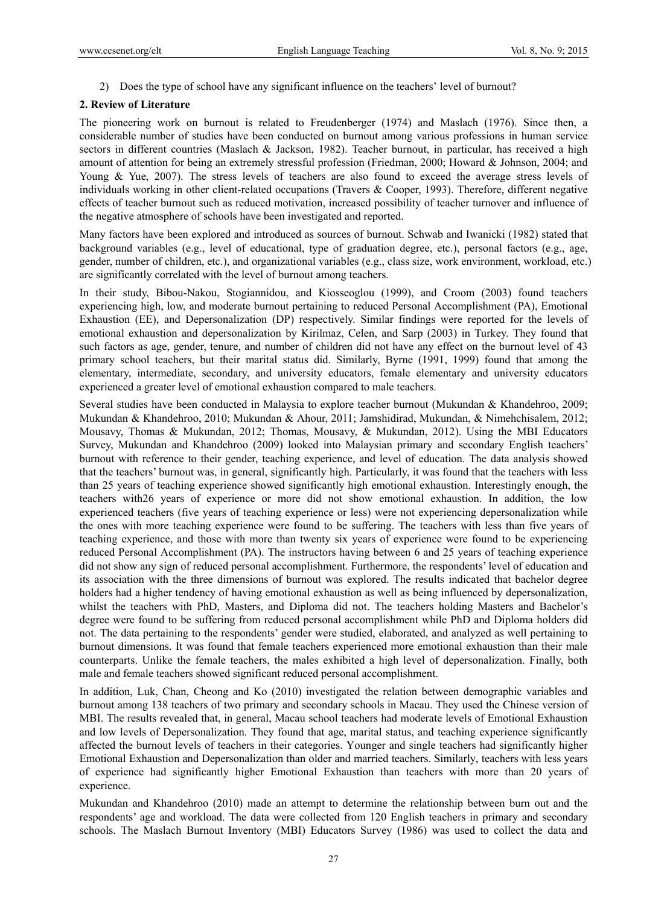2) Does the type of school have any significant influence on the teachers' level of burnout?

## 2. Review of Literature

The pioneering work on burnout is related to Freudenberger (1974) and Maslach (1976). Since then, a considerable number of studies have been conducted on burnout among various professions in human service sectors in different countries (Maslach & Jackson, 1982). Teacher burnout, in particular, has received a high amount of attention for being an extremely stressful profession (Friedman, 2000; Howard & Johnson, 2004; and Young & Yue, 2007). The stress levels of teachers are also found to exceed the average stress levels of individuals working in other client-related occupations (Travers & Cooper, 1993). Therefore, different negative effects of teacher burnout such as reduced motivation, increased possibility of teacher turnover and influence of the negative atmosphere of schools have been investigated and reported.

Many factors have been explored and introduced as sources of burnout. Schwab and Iwanicki (1982) stated that background variables (e.g., level of educational, type of graduation degree, etc.), personal factors (e.g., age, gender, number of children, etc.), and organizational variables (e.g., class size, work environment, workload, etc.) are significantly correlated with the level of burnout among teachers.

In their study, Bibou-Nakou, Stogiannidou, and Kiosseoglou (1999), and Croom (2003) found teachers experiencing high, low, and moderate burnout pertaining to reduced Personal Accomplishment (PA), Emotional Exhaustion (EE), and Depersonalization (DP) respectively. Similar findings were reported for the levels of emotional exhaustion and depersonalization by Kirilmaz, Celen, and Sarp (2003) in Turkey. They found that such factors as age, gender, tenure, and number of children did not have any effect on the burnout level of 43 primary school teachers, but their marital status did. Similarly, Byrne (1991, 1999) found that among the elementary, intermediate, secondary, and university educators, female elementary and university educators experienced a greater level of emotional exhaustion compared to male teachers.

Several studies have been conducted in Malaysia to explore teacher burnout (Mukundan & Khandehroo, 2009; Mukundan & Khandehroo, 2010; Mukundan & Ahour, 2011; Jamshidirad, Mukundan, & Nimehchisalem, 2012; Mousavy, Thomas & Mukundan, 2012; Thomas, Mousavy, & Mukundan, 2012). Using the MBI Educators Survey, Mukundan and Khandehroo (2009) looked into Malaysian primary and secondary English teachers' burnout with reference to their gender, teaching experience, and level of education. The data analysis showed that the teachers' burnout was, in general, significantly high. Particularly, it was found that the teachers with less than 25 years of teaching experience showed significantly high emotional exhaustion. Interestingly enough, the teachers with26 years of experience or more did not show emotional exhaustion. In addition, the low experienced teachers (five years of teaching experience or less) were not experiencing depersonalization while the ones with more teaching experience were found to be suffering. The teachers with less than five years of teaching experience, and those with more than twenty six years of experience were found to be experiencing reduced Personal Accomplishment (PA). The instructors having between 6 and 25 years of teaching experience did not show any sign of reduced personal accomplishment. Furthermore, the respondents' level of education and its association with the three dimensions of burnout was explored. The results indicated that bachelor degree holders had a higher tendency of having emotional exhaustion as well as being influenced by depersonalization, whilst the teachers with PhD, Masters, and Diploma did not. The teachers holding Masters and Bachelor's degree were found to be suffering from reduced personal accomplishment while PhD and Diploma holders did not. The data pertaining to the respondents' gender were studied, elaborated, and analyzed as well pertaining to burnout dimensions. It was found that female teachers experienced more emotional exhaustion than their male counterparts. Unlike the female teachers, the males exhibited a high level of depersonalization. Finally, both male and female teachers showed significant reduced personal accomplishment.

In addition, Luk, Chan, Cheong and Ko (2010) investigated the relation between demographic variables and burnout among 138 teachers of two primary and secondary schools in Macau. They used the Chinese version of MBI. The results revealed that, in general, Macau school teachers had moderate levels of Emotional Exhaustion and low levels of Depersonalization. They found that age, marital status, and teaching experience significantly affected the burnout levels of teachers in their categories. Younger and single teachers had significantly higher Emotional Exhaustion and Depersonalization than older and married teachers. Similarly, teachers with less years of experience had significantly higher Emotional Exhaustion than teachers with more than 20 years of experience.

Mukundan and Khandehroo (2010) made an attempt to determine the relationship between burn out and the respondents' age and workload. The data were collected from 120 English teachers in primary and secondary schools. The Maslach Burnout Inventory (MBI) Educators Survey (1986) was used to collect the data and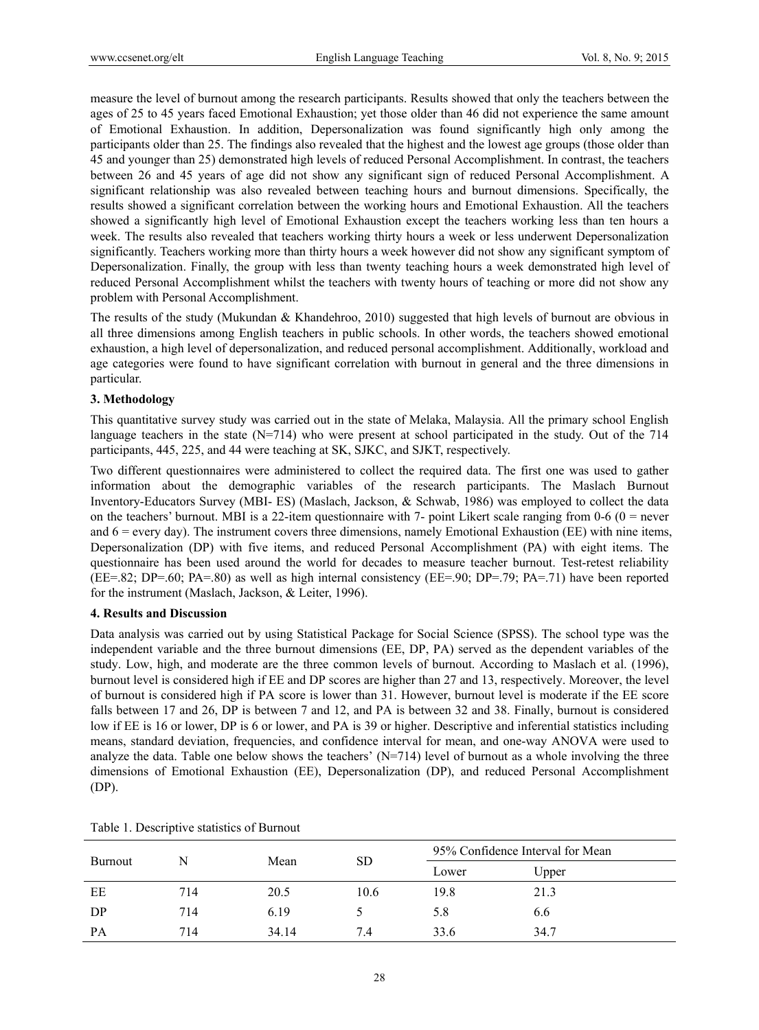measure the level of burnout among the research participants. Results showed that only the teachers between the ages of 25 to 45 years faced Emotional Exhaustion; yet those older than 46 did not experience the same amount of Emotional Exhaustion. In addition, Depersonalization was found significantly high only among the participants older than 25. The findings also revealed that the highest and the lowest age groups (those older than 45 and younger than 25) demonstrated high levels of reduced Personal Accomplishment. In contrast, the teachers between 26 and 45 years of age did not show any significant sign of reduced Personal Accomplishment. A significant relationship was also revealed between teaching hours and burnout dimensions. Specifically, the results showed a significant correlation between the working hours and Emotional Exhaustion. All the teachers showed a significantly high level of Emotional Exhaustion except the teachers working less than ten hours a week. The results also revealed that teachers working thirty hours a week or less underwent Depersonalization significantly. Teachers working more than thirty hours a week however did not show any significant symptom of Depersonalization. Finally, the group with less than twenty teaching hours a week demonstrated high level of reduced Personal Accomplishment whilst the teachers with twenty hours of teaching or more did not show any problem with Personal Accomplishment.

The results of the study (Mukundan & Khandehroo, 2010) suggested that high levels of burnout are obvious in all three dimensions among English teachers in public schools. In other words, the teachers showed emotional exhaustion, a high level of depersonalization, and reduced personal accomplishment. Additionally, workload and age categories were found to have significant correlation with burnout in general and the three dimensions in particular.

### 3. Methodology

This quantitative survey study was carried out in the state of Melaka, Malaysia. All the primary school English language teachers in the state (N=714) who were present at school participated in the study. Out of the 714 participants, 445, 225, and 44 were teaching at SK, SJKC, and SJKT, respectively.

Two different questionnaires were administered to collect the required data. The first one was used to gather information about the demographic variables of the research participants. The Maslach Burnout Inventory-Educators Survey (MBI- ES) (Maslach, Jackson, & Schwab, 1986) was employed to collect the data on the teachers' burnout. MBI is a 22-item questionnaire with 7- point Likert scale ranging from 0-6 (0 = never and 6 = every day). The instrument covers three dimensions, namely Emotional Exhaustion (EE) with nine items, Depersonalization (DP) with five items, and reduced Personal Accomplishment (PA) with eight items. The questionnaire has been used around the world for decades to measure teacher burnout. Test-retest reliability (EE=.82; DP=.60; PA=.80) as well as high internal consistency (EE=.90; DP=.79; PA=.71) have been reported for the instrument (Maslach, Jackson, & Leiter, 1996).

### 4. Results and Discussion

Data analysis was carried out by using Statistical Package for Social Science (SPSS). The school type was the independent variable and the three burnout dimensions (EE, DP, PA) served as the dependent variables of the study. Low, high, and moderate are the three common levels of burnout. According to Maslach et al. (1996), burnout level is considered high if EE and DP scores are higher than 27 and 13, respectively. Moreover, the level of burnout is considered high if PA score is lower than 31. However, burnout level is moderate if the EE score falls between 17 and 26, DP is between 7 and 12, and PA is between 32 and 38. Finally, burnout is considered low if EE is 16 or lower, DP is 6 or lower, and PA is 39 or higher. Descriptive and inferential statistics including means, standard deviation, frequencies, and confidence interval for mean, and one-way ANOVA were used to analyze the data. Table one below shows the teachers' (N=714) level of burnout as a whole involving the three dimensions of Emotional Exhaustion (EE), Depersonalization (DP), and reduced Personal Accomplishment (DP).

Table 1. Descriptive statistics of Burnout

| Burnout | N | Mean | SD | 95% Confidence Interval for Mean | |
|---|---|---|---|---|---|
| | | | | Lower | Upper |
| EE | 714 | 20.5 | 10.6 | 19.8 | 21.3 |
| DP | 714 | 6.19 | 5 | 5.8 | 6.6 |
| PA | 714 | 34.14 | 7.4 | 33.6 | 34.7 |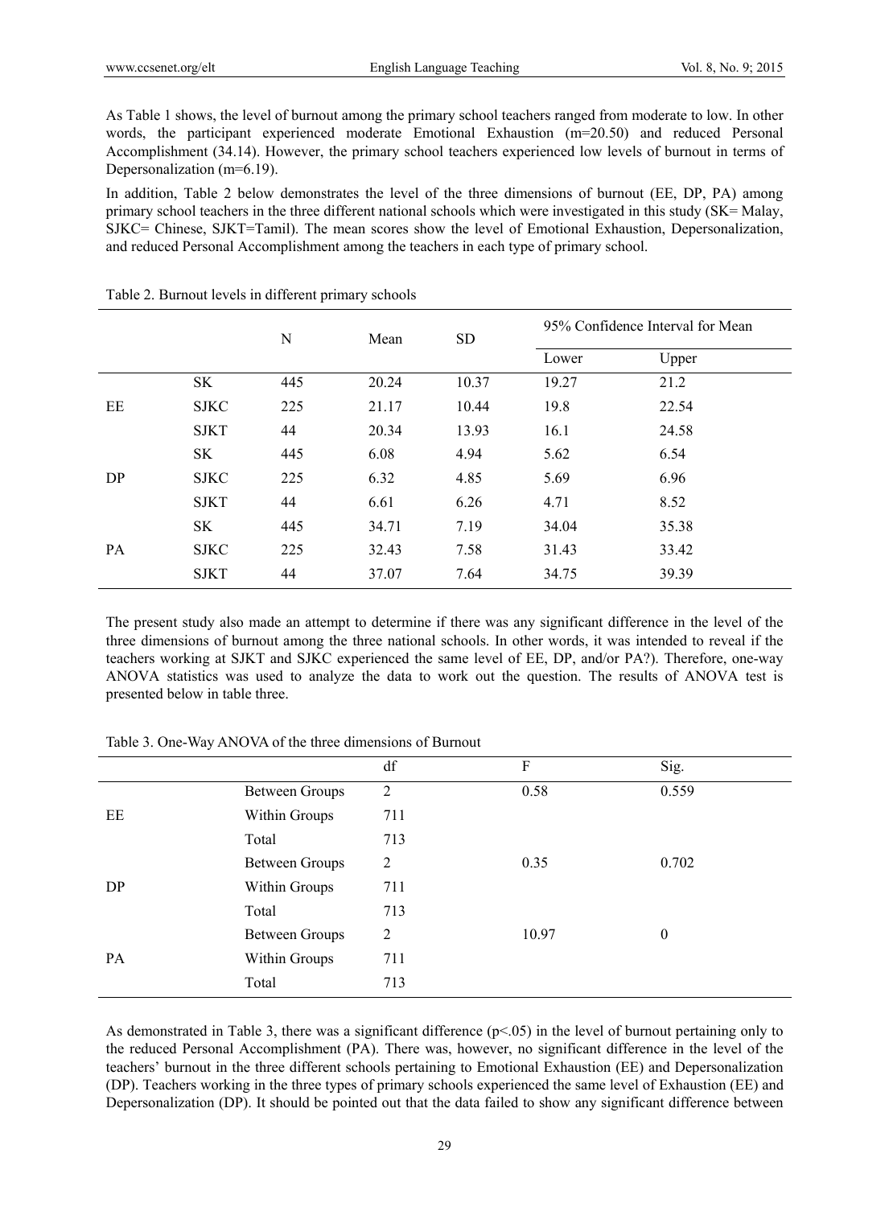As Table 1 shows, the level of burnout among the primary school teachers ranged from moderate to low. In other words, the participant experienced moderate Emotional Exhaustion (m=20.50) and reduced Personal Accomplishment (34.14). However, the primary school teachers experienced low levels of burnout in terms of Depersonalization (m=6.19).

In addition, Table 2 below demonstrates the level of the three dimensions of burnout (EE, DP, PA) among primary school teachers in the three different national schools which were investigated in this study (SK= Malay, SJKC= Chinese, SJKT=Tamil). The mean scores show the level of Emotional Exhaustion, Depersonalization, and reduced Personal Accomplishment among the teachers in each type of primary school.

Table 2. Burnout levels in different primary schools

| | | N | Mean | SD | 95% Confidence Interval for Mean | |
|---|---|---|---|---|---|---|
| | | | | | Lower | Upper |
| EE | SK | 445 | 20.24 | 10.37 | 19.27 | 21.2 |
| | SJKC | 225 | 21.17 | 10.44 | 19.8 | 22.54 |
| | SJKT | 44 | 20.34 | 13.93 | 16.1 | 24.58 |
| DP | SK | 445 | 6.08 | 4.94 | 5.62 | 6.54 |
| | SJKC | 225 | 6.32 | 4.85 | 5.69 | 6.96 |
| | SJKT | 44 | 6.61 | 6.26 | 4.71 | 8.52 |
| PA | SK | 445 | 34.71 | 7.19 | 34.04 | 35.38 |
| | SJKC | 225 | 32.43 | 7.58 | 31.43 | 33.42 |
| | SJKT | 44 | 37.07 | 7.64 | 34.75 | 39.39 |

The present study also made an attempt to determine if there was any significant difference in the level of the three dimensions of burnout among the three national schools. In other words, it was intended to reveal if the teachers working at SJKT and SJKC experienced the same level of EE, DP, and/or PA?). Therefore, one-way ANOVA statistics was used to analyze the data to work out the question. The results of ANOVA test is presented below in table three.

Table 3. One-Way ANOVA of the three dimensions of Burnout

| | | df | F | Sig. |
|---|---|---|---|---|
| EE | Between Groups | 2 | 0.58 | 0.559 |
| | Within Groups | 711 | | |
| | Total | 713 | | |
| DP | Between Groups | 2 | 0.35 | 0.702 |
| | Within Groups | 711 | | |
| | Total | 713 | | |
| PA | Between Groups | 2 | 10.97 | 0 |
| | Within Groups | 711 | | |
| | Total | 713 | | |

As demonstrated in Table 3, there was a significant difference ($p<.05$) in the level of burnout pertaining only to the reduced Personal Accomplishment (PA). There was, however, no significant difference in the level of the teachers' burnout in the three different schools pertaining to Emotional Exhaustion (EE) and Depersonalization (DP). Teachers working in the three types of primary schools experienced the same level of Exhaustion (EE) and Depersonalization (DP). It should be pointed out that the data failed to show any significant difference between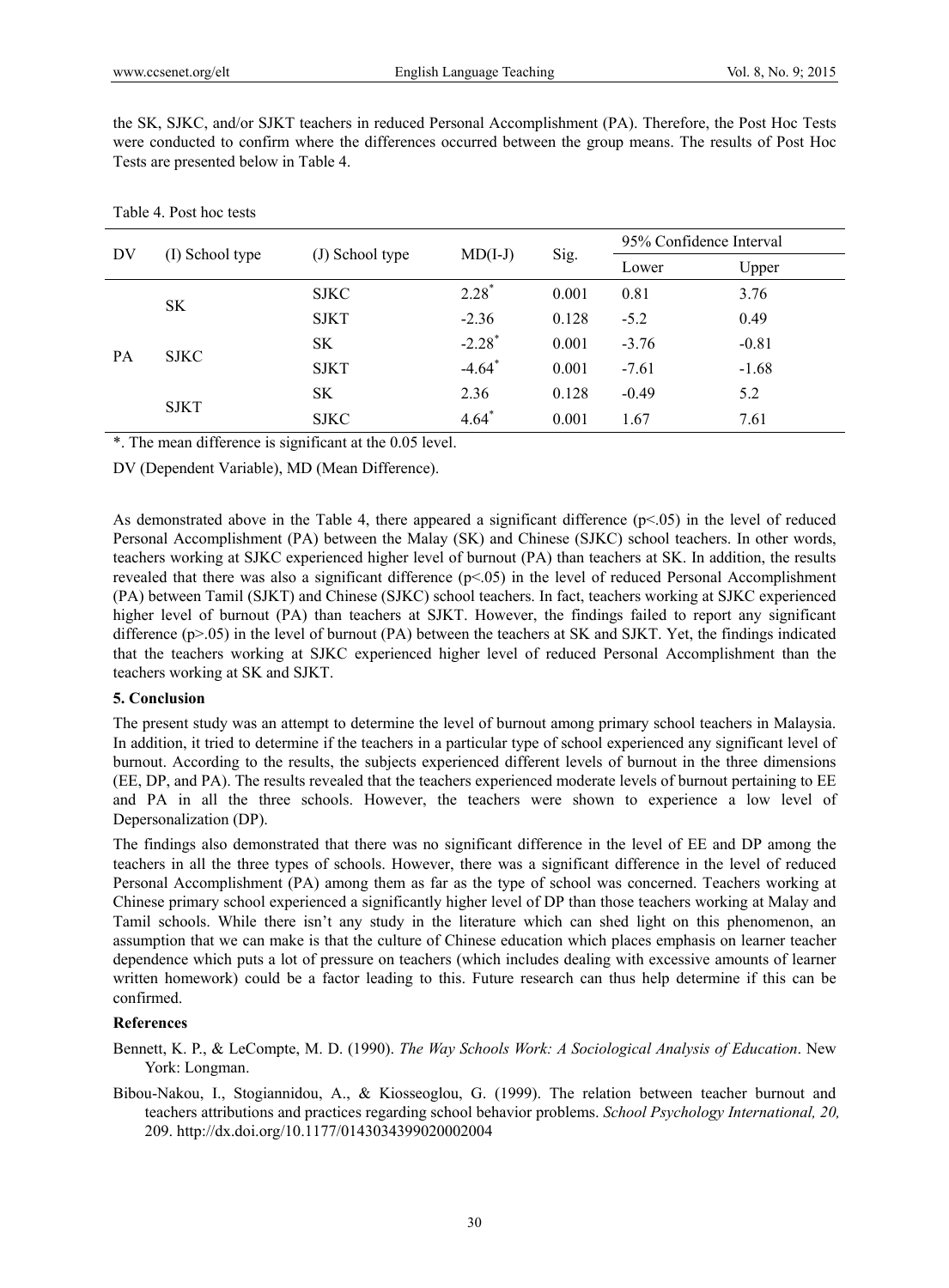the SK, SJKC, and/or SJKT teachers in reduced Personal Accomplishment (PA). Therefore, the Post Hoc Tests were conducted to confirm where the differences occurred between the group means. The results of Post Hoc Tests are presented below in Table 4.

Table 4. Post hoc tests

| DV | (I) School type | (J) School type | MD(I-J) | Sig. | 95% Confidence Interval | |
|---|---|---|---|---|---|---|
| | | | | | Lower | Upper |
| PA | SK | SJKC | 2.28* | 0.001 | 0.81 | 3.76 |
| | | SJKT | -2.36 | 0.128 | -5.2 | 0.49 |
| | SJKC | SK | -2.28* | 0.001 | -3.76 | -0.81 |
| | | SJKT | -4.64* | 0.001 | -7.61 | -1.68 |
| | SJKT | SK | 2.36 | 0.128 | -0.49 | 5.2 |
| | | SJKC | 4.64* | 0.001 | 1.67 | 7.61 |

*. The mean difference is significant at the 0.05 level.

DV (Dependent Variable), MD (Mean Difference).

As demonstrated above in the Table 4, there appeared a significant difference ($p<.05$) in the level of reduced Personal Accomplishment (PA) between the Malay (SK) and Chinese (SJKC) school teachers. In other words, teachers working at SJKC experienced higher level of burnout (PA) than teachers at SK. In addition, the results revealed that there was also a significant difference ($p<.05$) in the level of reduced Personal Accomplishment (PA) between Tamil (SJKT) and Chinese (SJKC) school teachers. In fact, teachers working at SJKC experienced higher level of burnout (PA) than teachers at SJKT. However, the findings failed to report any significant difference ($p>.05$) in the level of burnout (PA) between the teachers at SK and SJKT. Yet, the findings indicated that the teachers working at SJKC experienced higher level of reduced Personal Accomplishment than the teachers working at SK and SJKT.

## 5. Conclusion

The present study was an attempt to determine the level of burnout among primary school teachers in Malaysia. In addition, it tried to determine if the teachers in a particular type of school experienced any significant level of burnout. According to the results, the subjects experienced different levels of burnout in the three dimensions (EE, DP, and PA). The results revealed that the teachers experienced moderate levels of burnout pertaining to EE and PA in all the three schools. However, the teachers were shown to experience a low level of Depersonalization (DP).

The findings also demonstrated that there was no significant difference in the level of EE and DP among the teachers in all the three types of schools. However, there was a significant difference in the level of reduced Personal Accomplishment (PA) among them as far as the type of school was concerned. Teachers working at Chinese primary school experienced a significantly higher level of DP than those teachers working at Malay and Tamil schools. While there isn't any study in the literature which can shed light on this phenomenon, an assumption that we can make is that the culture of Chinese education which places emphasis on learner teacher dependence which puts a lot of pressure on teachers (which includes dealing with excessive amounts of learner written homework) could be a factor leading to this. Future research can thus help determine if this can be confirmed.

## References

Bennett, K. P., & LeCompte, M. D. (1990). *The Way Schools Work: A Sociological Analysis of Education*. New York: Longman.

Bibou-Nakou, I., Stogiannidou, A., & Kiosseoglou, G. (1999). The relation between teacher burnout and teachers attributions and practices regarding school behavior problems. *School Psychology International, 20,* 209. http://dx.doi.org/10.1177/0143034399020002004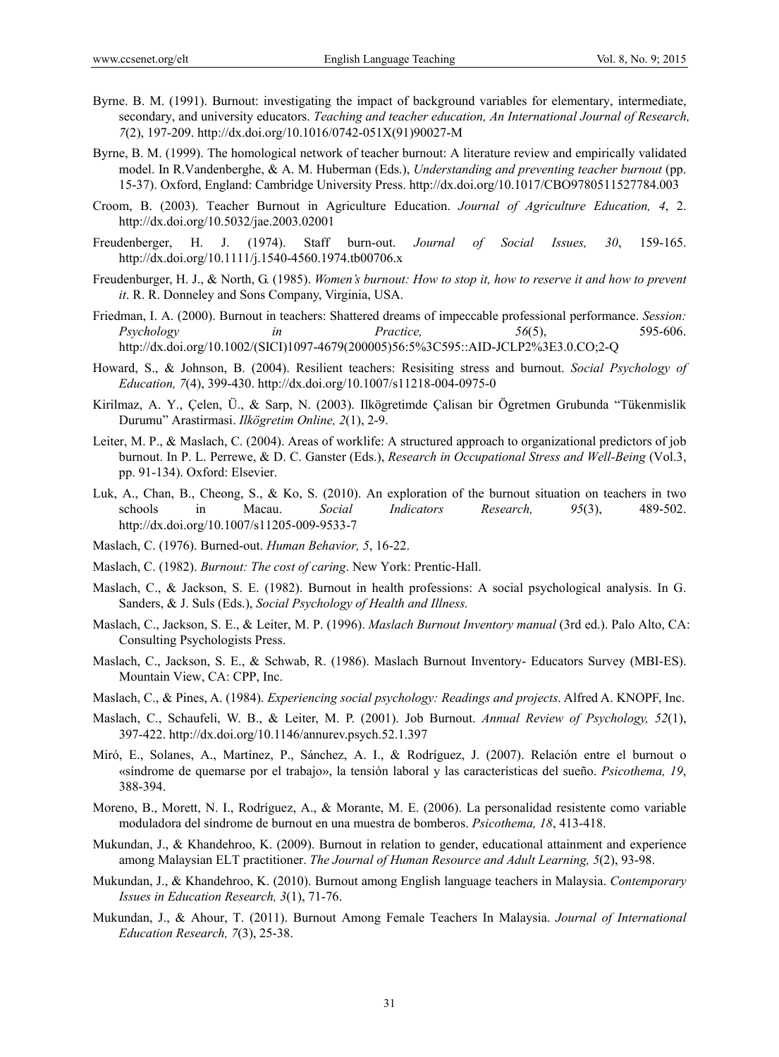Byrne. B. M. (1991). Burnout: investigating the impact of background variables for elementary, intermediate, secondary, and university educators. *Teaching and teacher education, An International Journal of Research, 7*(2), 197-209. http://dx.doi.org/10.1016/0742-051X(91)90027-M

Byrne, B. M. (1999). The homological network of teacher burnout: A literature review and empirically validated model. In R.Vandenberghe, & A. M. Huberman (Eds.), *Understanding and preventing teacher burnout* (pp. 15-37). Oxford, England: Cambridge University Press. http://dx.doi.org/10.1017/CBO9780511527784.003

Croom, B. (2003). Teacher Burnout in Agriculture Education. *Journal of Agriculture Education, 4*, 2. http://dx.doi.org/10.5032/jae.2003.02001

Freudenberger, H. J. (1974). Staff burn-out. *Journal of Social Issues, 30*, 159-165. http://dx.doi.org/10.1111/j.1540-4560.1974.tb00706.x

Freudenburger, H. J., & North, G. (1985). *Women's burnout: How to stop it, how to reserve it and how to prevent it*. R. R. Donneley and Sons Company, Virginia, USA.

Friedman, I. A. (2000). Burnout in teachers: Shattered dreams of impeccable professional performance. *Session: Psychology in Practice, 56*(5), 595-606. http://dx.doi.org/10.1002/(SICI)1097-4679(200005)56:5%3C595::AID-JCLP2%3E3.0.CO;2-Q

Howard, S., & Johnson, B. (2004). Resilient teachers: Resisiting stress and burnout. *Social Psychology of Education, 7*(4), 399-430. http://dx.doi.org/10.1007/s11218-004-0975-0

Kirilmaz, A. Y., Çelen, Ü., & Sarp, N. (2003). Ilkögretimde Çalisan bir Ögretmen Grubunda "Tükenmislik Durumu" Arastirmasi. *Ilkögretim Online, 2*(1), 2-9.

Leiter, M. P., & Maslach, C. (2004). Areas of worklife: A structured approach to organizational predictors of job burnout. In P. L. Perrewe, & D. C. Ganster (Eds.), *Research in Occupational Stress and Well-Being* (Vol.3, pp. 91-134). Oxford: Elsevier.

Luk, A., Chan, B., Cheong, S., & Ko, S. (2010). An exploration of the burnout situation on teachers in two schools in Macau. *Social Indicators Research, 95*(3), 489-502. http://dx.doi.org/10.1007/s11205-009-9533-7

Maslach, C. (1976). Burned-out. *Human Behavior, 5*, 16-22.

Maslach, C. (1982). *Burnout: The cost of caring*. New York: Prentic-Hall.

Maslach, C., & Jackson, S. E. (1982). Burnout in health professions: A social psychological analysis. In G. Sanders, & J. Suls (Eds.), *Social Psychology of Health and Illness.*

Maslach, C., Jackson, S. E., & Leiter, M. P. (1996). *Maslach Burnout Inventory manual* (3rd ed.). Palo Alto, CA: Consulting Psychologists Press.

Maslach, C., Jackson, S. E., & Schwab, R. (1986). Maslach Burnout Inventory- Educators Survey (MBI-ES). Mountain View, CA: CPP, Inc.

Maslach, C., & Pines, A. (1984). *Experiencing social psychology: Readings and projects*. Alfred A. KNOPF, Inc.

Maslach, C., Schaufeli, W. B., & Leiter, M. P. (2001). Job Burnout. *Annual Review of Psychology, 52*(1), 397-422. http://dx.doi.org/10.1146/annurev.psych.52.1.397

Miró, E., Solanes, A., Martínez, P., Sánchez, A. I., & Rodríguez, J. (2007). Relación entre el burnout o «síndrome de quemarse por el trabajo», la tensión laboral y las características del sueño. *Psicothema, 19*, 388-394.

Moreno, B., Morett, N. I., Rodríguez, A., & Morante, M. E. (2006). La personalidad resistente como variable moduladora del síndrome de burnout en una muestra de bomberos. *Psicothema, 18*, 413-418.

Mukundan, J., & Khandehroo, K. (2009). Burnout in relation to gender, educational attainment and experience among Malaysian ELT practitioner. *The Journal of Human Resource and Adult Learning, 5*(2), 93-98.

Mukundan, J., & Khandehroo, K. (2010). Burnout among English language teachers in Malaysia. *Contemporary Issues in Education Research, 3*(1), 71-76.

Mukundan, J., & Ahour, T. (2011). Burnout Among Female Teachers In Malaysia. *Journal of International Education Research, 7*(3), 25-38.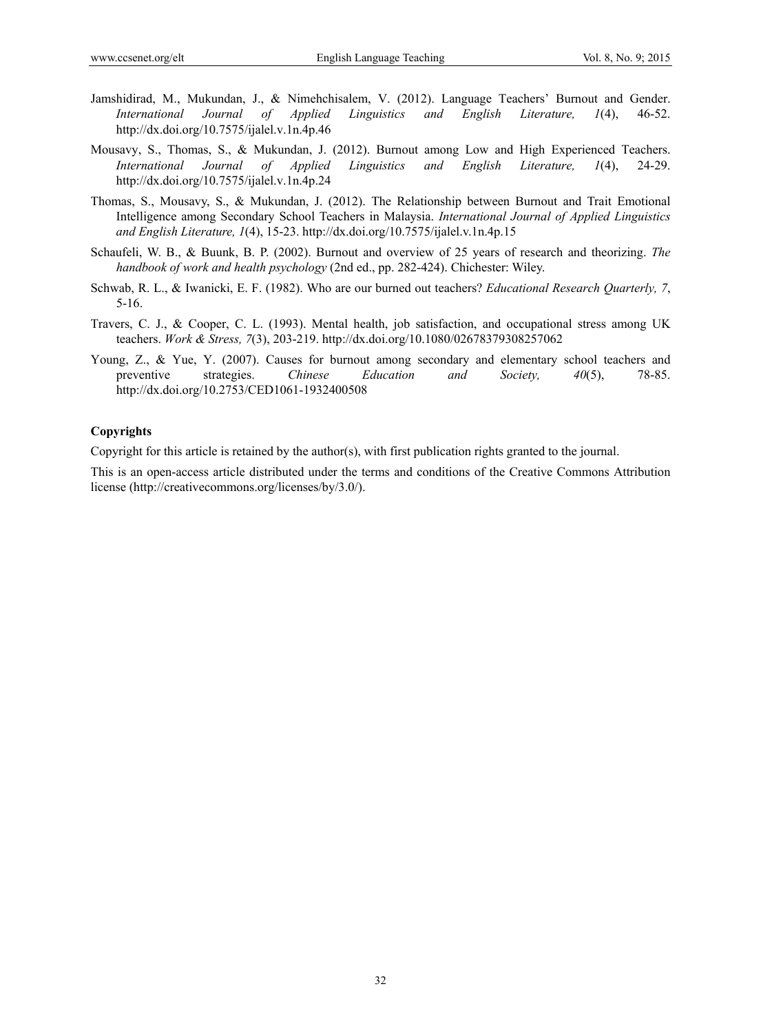Jamshidirad, M., Mukundan, J., & Nimehchisalem, V. (2012). Language Teachers' Burnout and Gender. *International Journal of Applied Linguistics and English Literature, 1*(4), 46-52. http://dx.doi.org/10.7575/ijalel.v.1n.4p.46

Mousavy, S., Thomas, S., & Mukundan, J. (2012). Burnout among Low and High Experienced Teachers. *International Journal of Applied Linguistics and English Literature, 1*(4), 24-29. http://dx.doi.org/10.7575/ijalel.v.1n.4p.24

Thomas, S., Mousavy, S., & Mukundan, J. (2012). The Relationship between Burnout and Trait Emotional Intelligence among Secondary School Teachers in Malaysia. *International Journal of Applied Linguistics and English Literature, 1*(4), 15-23. http://dx.doi.org/10.7575/ijalel.v.1n.4p.15

Schaufeli, W. B., & Buunk, B. P. (2002). Burnout and overview of 25 years of research and theorizing. *The handbook of work and health psychology* (2nd ed., pp. 282-424). Chichester: Wiley.

Schwab, R. L., & Iwanicki, E. F. (1982). Who are our burned out teachers? *Educational Research Quarterly, 7*, 5-16.

Travers, C. J., & Cooper, C. L. (1993). Mental health, job satisfaction, and occupational stress among UK teachers. *Work & Stress, 7*(3), 203-219. http://dx.doi.org/10.1080/02678379308257062

Young, Z., & Yue, Y. (2007). Causes for burnout among secondary and elementary school teachers and preventive strategies. *Chinese Education and Society, 40*(5), 78-85. http://dx.doi.org/10.2753/CED1061-1932400508

**Copyrights**

Copyright for this article is retained by the author(s), with first publication rights granted to the journal.

This is an open-access article distributed under the terms and conditions of the Creative Commons Attribution license (http://creativecommons.org/licenses/by/3.0/).